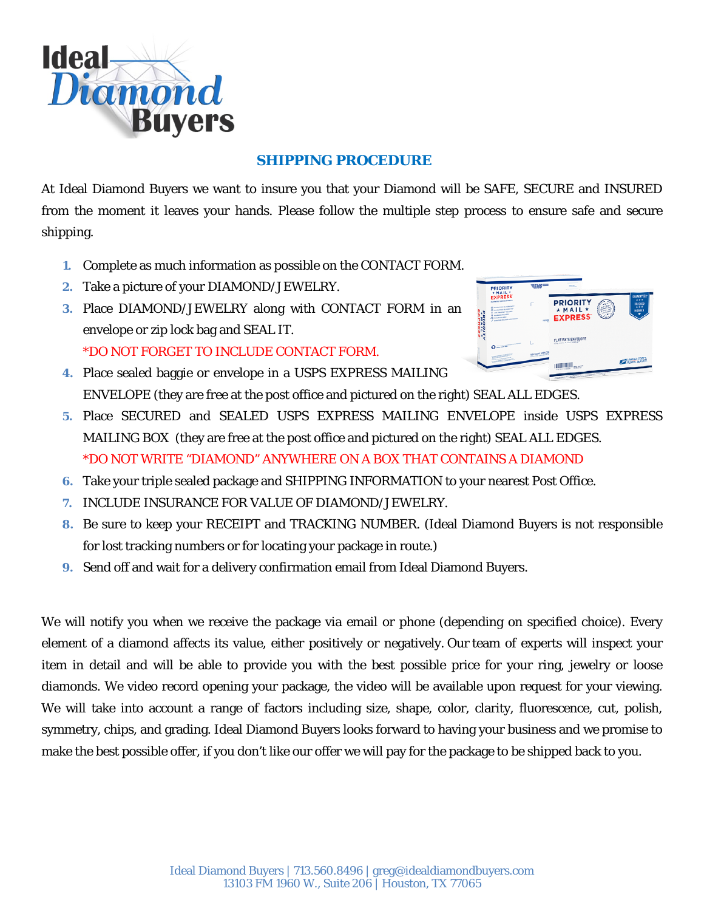# SHIPPING PROCEDURE

At Ideal Diamond Buyers we want to insure you that your Diamond will be SAFE, SECURE and INSURED from the moment it leaves your hands. Please follow the multiple step process to ensure safe and secure shipping.

1. Complete as much information as possible on the CONTACT FORM.
2. Take a picture of your DIAMOND/JEWELRY.
3. Place DIAMOND/JEWELRY along with CONTACT FORM in an envelope or zip lock bag and SEAL IT.
   *DO NOT FORGET TO INCLUDE CONTACT FORM.
4. Place sealed baggie or envelope in a USPS EXPRESS MAILING ENVELOPE (they are free at the post office and pictured on the right) SEAL ALL EDGES.
5. Place SECURED and SEALED USPS EXPRESS MAILING ENVELOPE inside USPS EXPRESS MAILING BOX (they are free at the post office and pictured on the right) SEAL ALL EDGES.
   *DO NOT WRITE "DIAMOND" ANYWHERE ON A BOX THAT CONTAINS A DIAMOND
6. Take your triple sealed package and SHIPPING INFORMATION to your nearest Post Office.
7. INCLUDE INSURANCE FOR VALUE OF DIAMOND/JEWELRY.
8. Be sure to keep your RECEIPT and TRACKING NUMBER. (Ideal Diamond Buyers is not responsible for lost tracking numbers or for locating your package in route.)
9. Send off and wait for a delivery confirmation email from Ideal Diamond Buyers.

We will notify you when we receive the package via email or phone (depending on specified choice). Every element of a diamond affects its value, either positively or negatively. Our team of experts will inspect your item in detail and will be able to provide you with the best possible price for your ring, jewelry or loose diamonds. We video record opening your package, the video will be available upon request for your viewing. We will take into account a range of factors including size, shape, color, clarity, fluorescence, cut, polish, symmetry, chips, and grading. Ideal Diamond Buyers looks forward to having your business and we promise to make the best possible offer, if you don't like our offer we will pay for the package to be shipped back to you.

Ideal Diamond Buyers | 713.560.8496 | greg@idealdiamondbuyers.com
13103 FM 1960 W., Suite 206 | Houston, TX 77065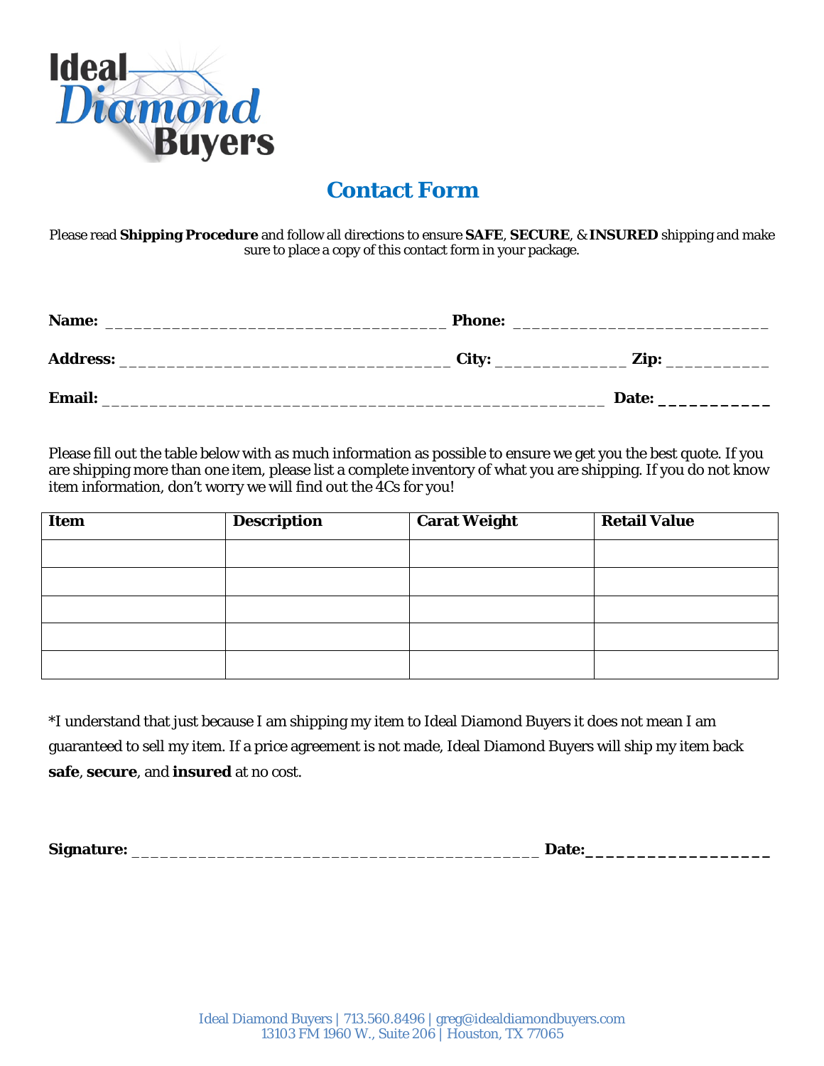# Contact Form

Please read **Shipping Procedure** and follow all directions to ensure **SAFE**, **SECURE**, & **INSURED** shipping and make sure to place a copy of this contact form in your package.

**Name:** ___________________________________ **Phone:** __________________________

**Address:** __________________________________ **City:** ______________ **Zip:** ___________

**Email:** ______________________________________________________ **Date:** ___________

Please fill out the table below with as much information as possible to ensure we get you the best quote. If you are shipping more than one item, please list a complete inventory of what you are shipping. If you do not know item information, don't worry we will find out the 4Cs for you!

| Item | Description | Carat Weight | Retail Value |
|---|---|---|---|
| | | | |
| | | | |
| | | | |
| | | | |
| | | | |

*I understand that just because I am shipping my item to Ideal Diamond Buyers it does not mean I am guaranteed to sell my item. If a price agreement is not made, Ideal Diamond Buyers will ship my item back **safe**, **secure**, and **insured** at no cost.

**Signature:** ___________________________________________ **Date:**__________________

Ideal Diamond Buyers | 713.560.8496 | greg@idealdiamondbuyers.com
13103 FM 1960 W., Suite 206 | Houston, TX 77065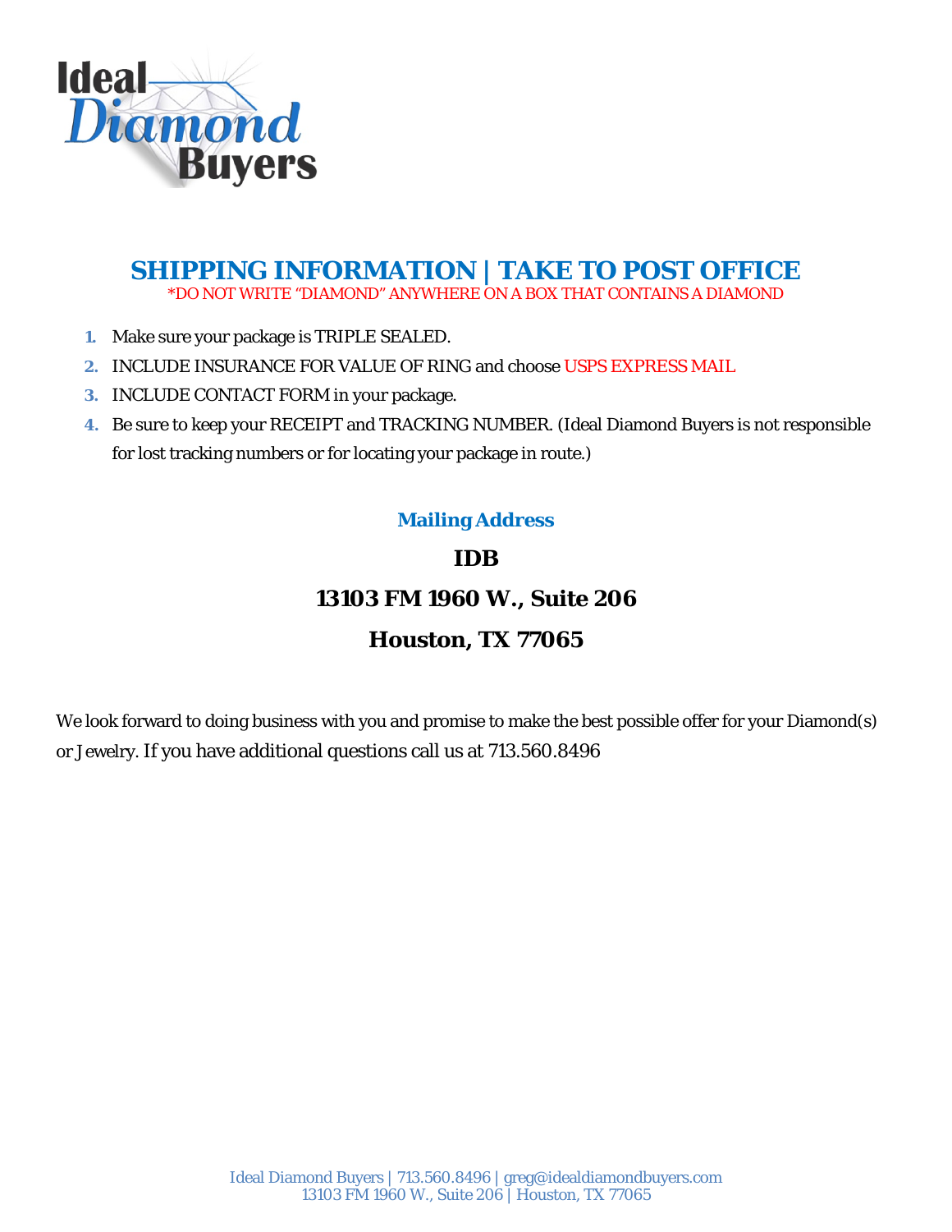Ideal Diamond Buyers

# SHIPPING INFORMATION | TAKE TO POST OFFICE

*DO NOT WRITE "DIAMOND" ANYWHERE ON A BOX THAT CONTAINS A DIAMOND

1. Make sure your package is TRIPLE SEALED.
2. INCLUDE INSURANCE FOR VALUE OF RING and choose USPS EXPRESS MAIL
3. INCLUDE CONTACT FORM in your package.
4. Be sure to keep your RECEIPT and TRACKING NUMBER. (Ideal Diamond Buyers is not responsible for lost tracking numbers or for locating your package in route.)

## Mailing Address

**IDB**

**13103 FM 1960 W., Suite 206**

**Houston, TX 77065**

We look forward to doing business with you and promise to make the best possible offer for your Diamond(s) or Jewelry. If you have additional questions call us at 713.560.8496

Ideal Diamond Buyers | 713.560.8496 | greg@idealdiamondbuyers.com
13103 FM 1960 W., Suite 206 | Houston, TX 77065